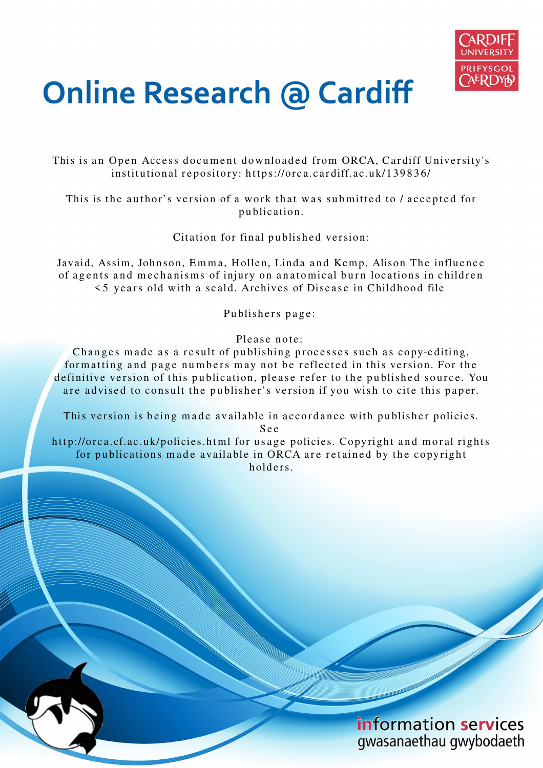# Online Research @ Cardiff

This is an Open Access document downloaded from ORCA, Cardiff University's institutional repository: https://orca.cardiff.ac.uk/139836/

This is the author's version of a work that was submitted to / accepted for publication.

Citation for final published version:

Javaid, Assim, Johnson, Emma, Hollen, Linda and Kemp, Alison The influence of agents and mechanisms of injury on anatomical burn locations in children <5 years old with a scald. Archives of Disease in Childhood file

Publishers page:

Please note:
Changes made as a result of publishing processes such as copy-editing, formatting and page numbers may not be reflected in this version. For the definitive version of this publication, please refer to the published source. You are advised to consult the publisher's version if you wish to cite this paper.

This version is being made available in accordance with publisher policies. See
http://orca.cf.ac.uk/policies.html for usage policies. Copyright and moral rights for publications made available in ORCA are retained by the copyright holders.

information services
gwasanaethau gwybodaeth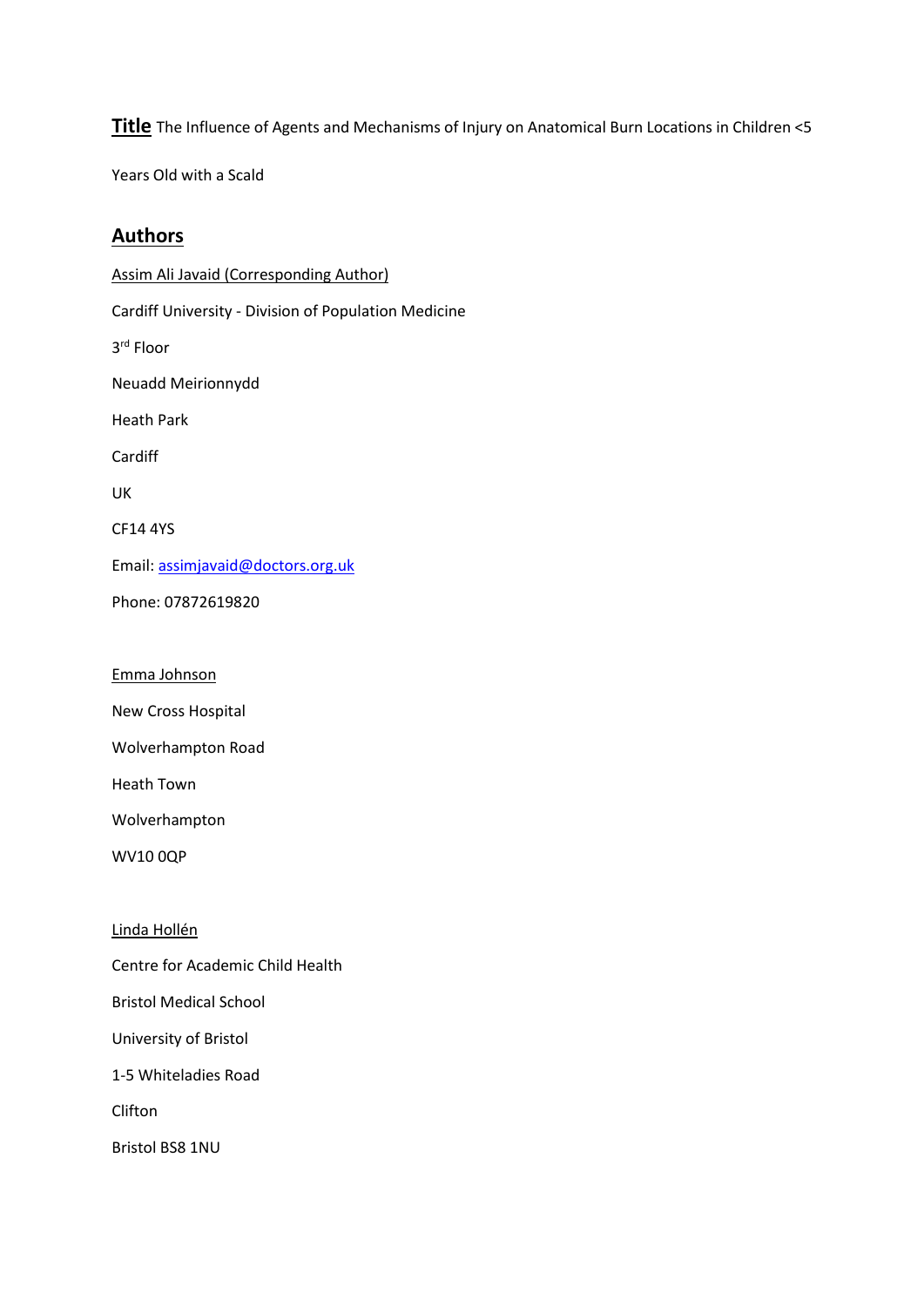## Title

The Influence of Agents and Mechanisms of Injury on Anatomical Burn Locations in Children <5 Years Old with a Scald

## Authors

Assim Ali Javaid (Corresponding Author)

Cardiff University - Division of Population Medicine

3rd Floor

Neuadd Meirionnydd

Heath Park

Cardiff

UK

CF14 4YS

Email: assimjavaid@doctors.org.uk

Phone: 07872619820

Emma Johnson

New Cross Hospital

Wolverhampton Road

Heath Town

Wolverhampton

WV10 0QP

Linda Hollén

Centre for Academic Child Health

Bristol Medical School

University of Bristol

1-5 Whiteladies Road

Clifton

Bristol BS8 1NU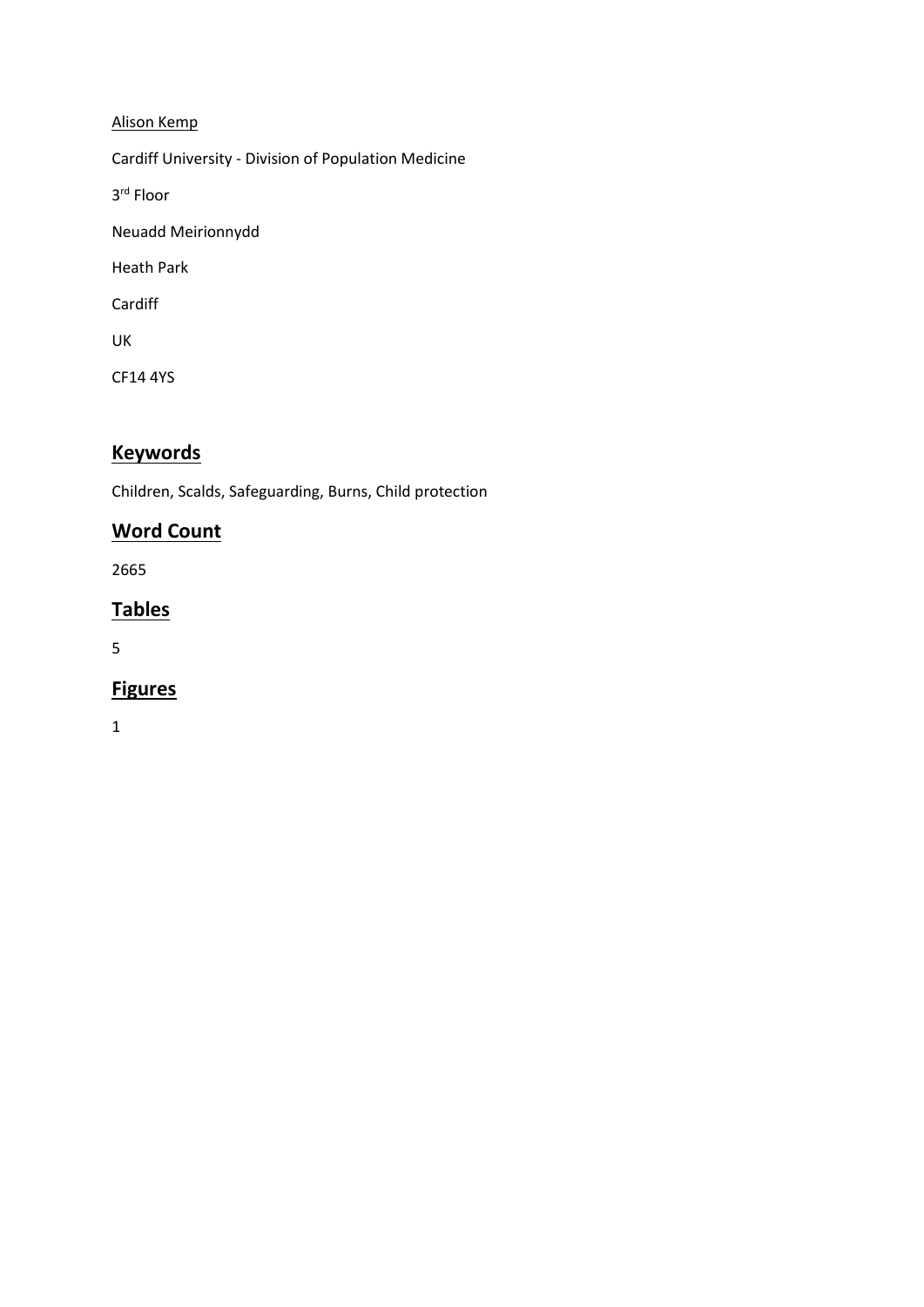Alison Kemp

Cardiff University - Division of Population Medicine

3rd Floor

Neuadd Meirionnydd

Heath Park

Cardiff

UK

CF14 4YS

## Keywords

Children, Scalds, Safeguarding, Burns, Child protection

## Word Count

2665

## Tables

5

## Figures

1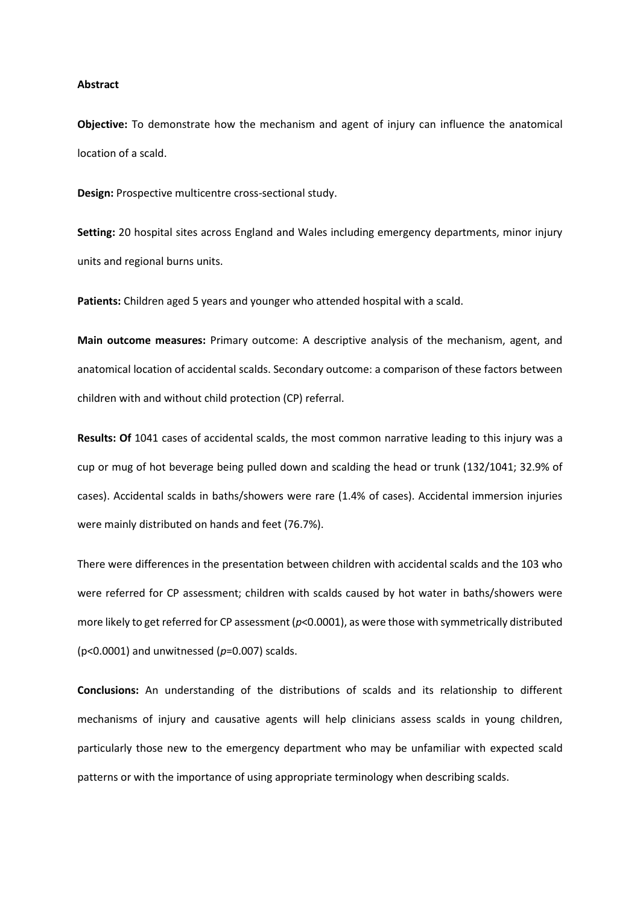**Abstract**

**Objective:** To demonstrate how the mechanism and agent of injury can influence the anatomical location of a scald.

**Design:** Prospective multicentre cross-sectional study.

**Setting:** 20 hospital sites across England and Wales including emergency departments, minor injury units and regional burns units.

**Patients:** Children aged 5 years and younger who attended hospital with a scald.

**Main outcome measures:** Primary outcome: A descriptive analysis of the mechanism, agent, and anatomical location of accidental scalds. Secondary outcome: a comparison of these factors between children with and without child protection (CP) referral.

**Results: Of** 1041 cases of accidental scalds, the most common narrative leading to this injury was a cup or mug of hot beverage being pulled down and scalding the head or trunk (132/1041; 32.9% of cases). Accidental scalds in baths/showers were rare (1.4% of cases). Accidental immersion injuries were mainly distributed on hands and feet (76.7%).

There were differences in the presentation between children with accidental scalds and the 103 who were referred for CP assessment; children with scalds caused by hot water in baths/showers were more likely to get referred for CP assessment ($p$<0.0001), as were those with symmetrically distributed (p<0.0001) and unwitnessed ($p$=0.007) scalds.

**Conclusions:** An understanding of the distributions of scalds and its relationship to different mechanisms of injury and causative agents will help clinicians assess scalds in young children, particularly those new to the emergency department who may be unfamiliar with expected scald patterns or with the importance of using appropriate terminology when describing scalds.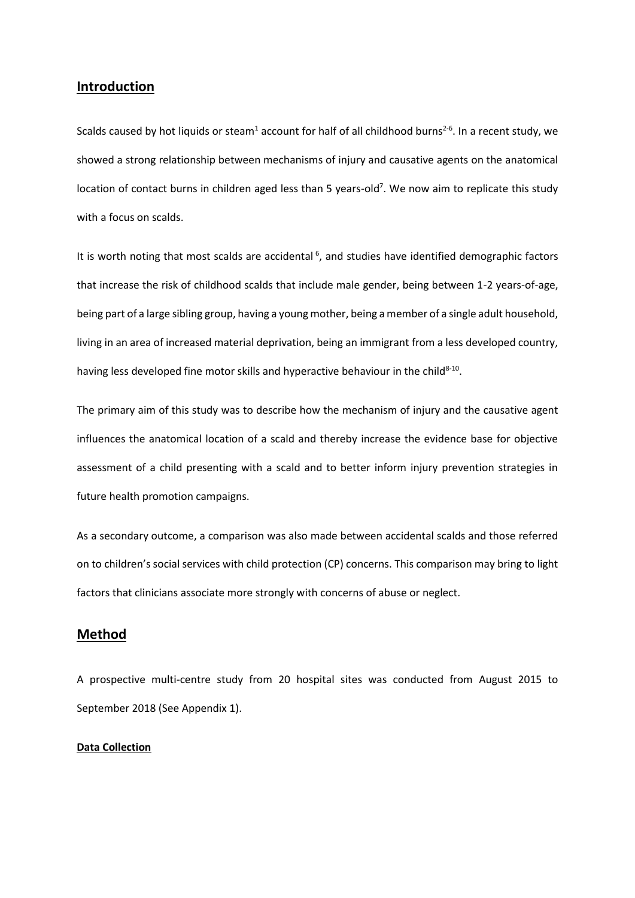## Introduction

Scalds caused by hot liquids or steam[1] account for half of all childhood burns[2-6]. In a recent study, we showed a strong relationship between mechanisms of injury and causative agents on the anatomical location of contact burns in children aged less than 5 years-old[7]. We now aim to replicate this study with a focus on scalds.

It is worth noting that most scalds are accidental [6], and studies have identified demographic factors that increase the risk of childhood scalds that include male gender, being between 1-2 years-of-age, being part of a large sibling group, having a young mother, being a member of a single adult household, living in an area of increased material deprivation, being an immigrant from a less developed country, having less developed fine motor skills and hyperactive behaviour in the child[8-10].

The primary aim of this study was to describe how the mechanism of injury and the causative agent influences the anatomical location of a scald and thereby increase the evidence base for objective assessment of a child presenting with a scald and to better inform injury prevention strategies in future health promotion campaigns.

As a secondary outcome, a comparison was also made between accidental scalds and those referred on to children's social services with child protection (CP) concerns. This comparison may bring to light factors that clinicians associate more strongly with concerns of abuse or neglect.

## Method

A prospective multi-centre study from 20 hospital sites was conducted from August 2015 to September 2018 (See Appendix 1).

### Data Collection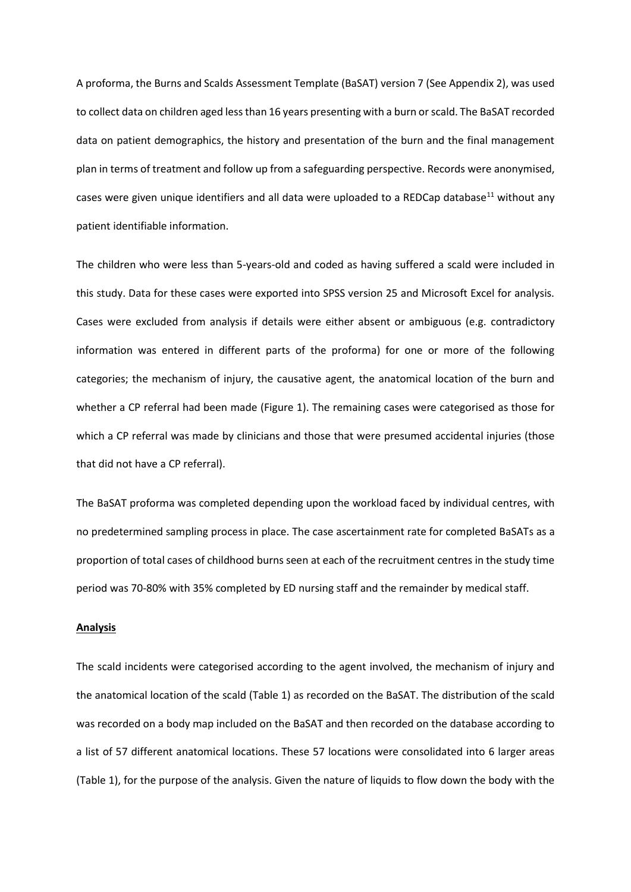A proforma, the Burns and Scalds Assessment Template (BaSAT) version 7 (See Appendix 2), was used to collect data on children aged less than 16 years presenting with a burn or scald. The BaSAT recorded data on patient demographics, the history and presentation of the burn and the final management plan in terms of treatment and follow up from a safeguarding perspective. Records were anonymised, cases were given unique identifiers and all data were uploaded to a REDCap database[11] without any patient identifiable information.

The children who were less than 5-years-old and coded as having suffered a scald were included in this study. Data for these cases were exported into SPSS version 25 and Microsoft Excel for analysis. Cases were excluded from analysis if details were either absent or ambiguous (e.g. contradictory information was entered in different parts of the proforma) for one or more of the following categories; the mechanism of injury, the causative agent, the anatomical location of the burn and whether a CP referral had been made (Figure 1). The remaining cases were categorised as those for which a CP referral was made by clinicians and those that were presumed accidental injuries (those that did not have a CP referral).

The BaSAT proforma was completed depending upon the workload faced by individual centres, with no predetermined sampling process in place. The case ascertainment rate for completed BaSATs as a proportion of total cases of childhood burns seen at each of the recruitment centres in the study time period was 70-80% with 35% completed by ED nursing staff and the remainder by medical staff.

**Analysis**

The scald incidents were categorised according to the agent involved, the mechanism of injury and the anatomical location of the scald (Table 1) as recorded on the BaSAT. The distribution of the scald was recorded on a body map included on the BaSAT and then recorded on the database according to a list of 57 different anatomical locations. These 57 locations were consolidated into 6 larger areas (Table 1), for the purpose of the analysis. Given the nature of liquids to flow down the body with the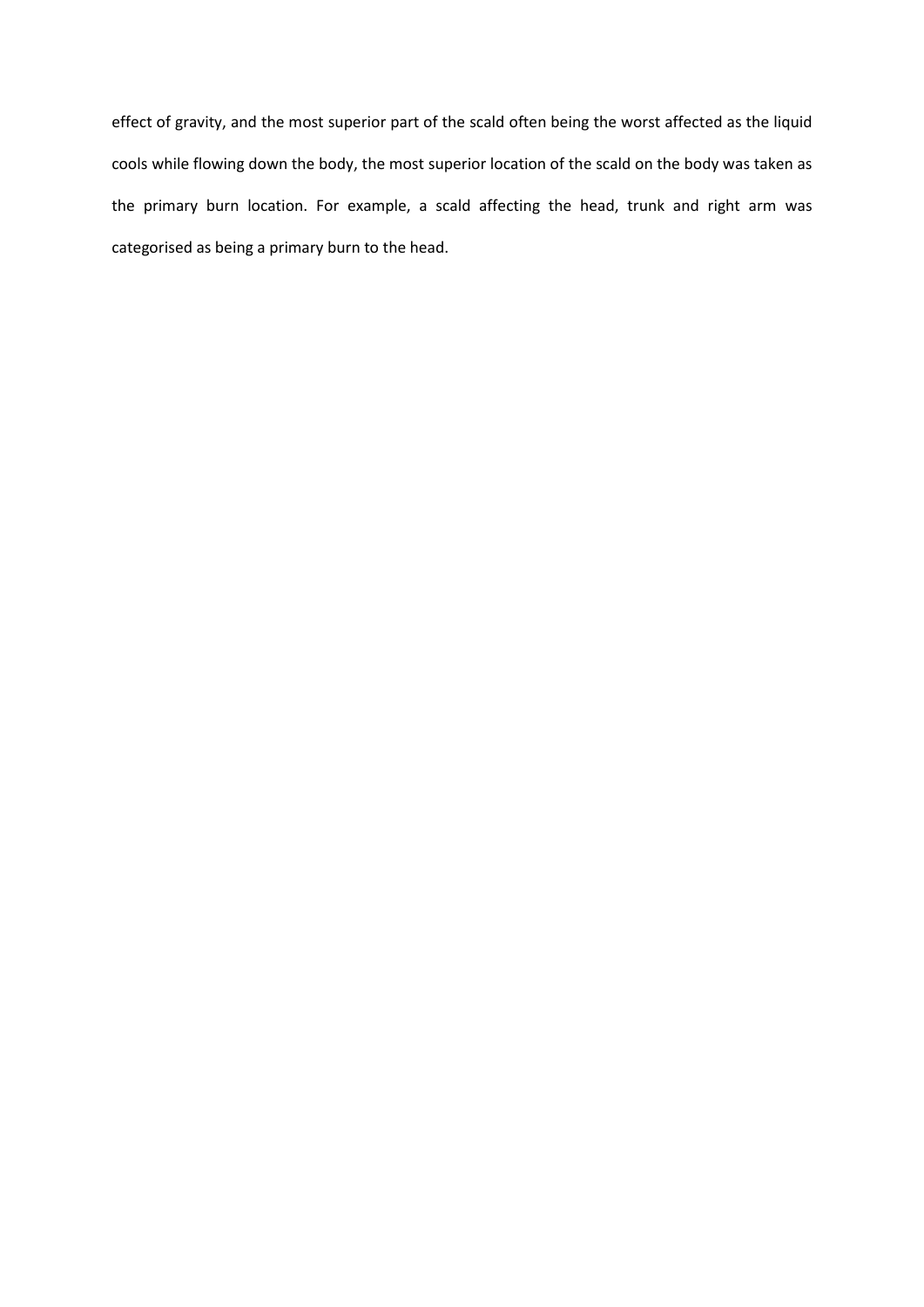effect of gravity, and the most superior part of the scald often being the worst affected as the liquid cools while flowing down the body, the most superior location of the scald on the body was taken as the primary burn location. For example, a scald affecting the head, trunk and right arm was categorised as being a primary burn to the head.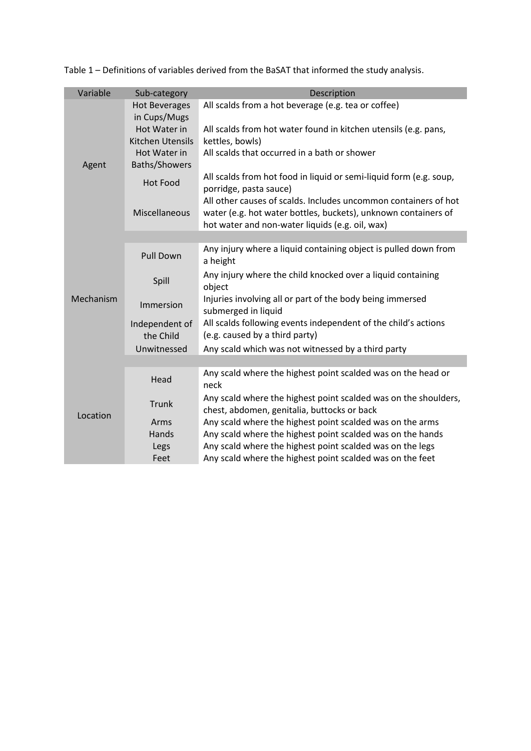Table 1 – Definitions of variables derived from the BaSAT that informed the study analysis.

| Variable | Sub-category | Description |
|---|---|---|
| Agent | Hot Beverages in Cups/Mugs | All scalds from a hot beverage (e.g. tea or coffee) |
| | Hot Water in Kitchen Utensils | All scalds from hot water found in kitchen utensils (e.g. pans, kettles, bowls) |
| | Hot Water in Baths/Showers | All scalds that occurred in a bath or shower |
| | Hot Food | All scalds from hot food in liquid or semi-liquid form (e.g. soup, porridge, pasta sauce) |
| | Miscellaneous | All other causes of scalds. Includes uncommon containers of hot water (e.g. hot water bottles, buckets), unknown containers of hot water and non-water liquids (e.g. oil, wax) |
| Mechanism | Pull Down | Any injury where a liquid containing object is pulled down from a height |
| | Spill | Any injury where the child knocked over a liquid containing object |
| | Immersion | Injuries involving all or part of the body being immersed submerged in liquid |
| | Independent of the Child | All scalds following events independent of the child's actions (e.g. caused by a third party) |
| | Unwitnessed | Any scald which was not witnessed by a third party |
| Location | Head | Any scald where the highest point scalded was on the head or neck |
| | Trunk | Any scald where the highest point scalded was on the shoulders, chest, abdomen, genitalia, buttocks or back |
| | Arms | Any scald where the highest point scalded was on the arms |
| | Hands | Any scald where the highest point scalded was on the hands |
| | Legs | Any scald where the highest point scalded was on the legs |
| | Feet | Any scald where the highest point scalded was on the feet |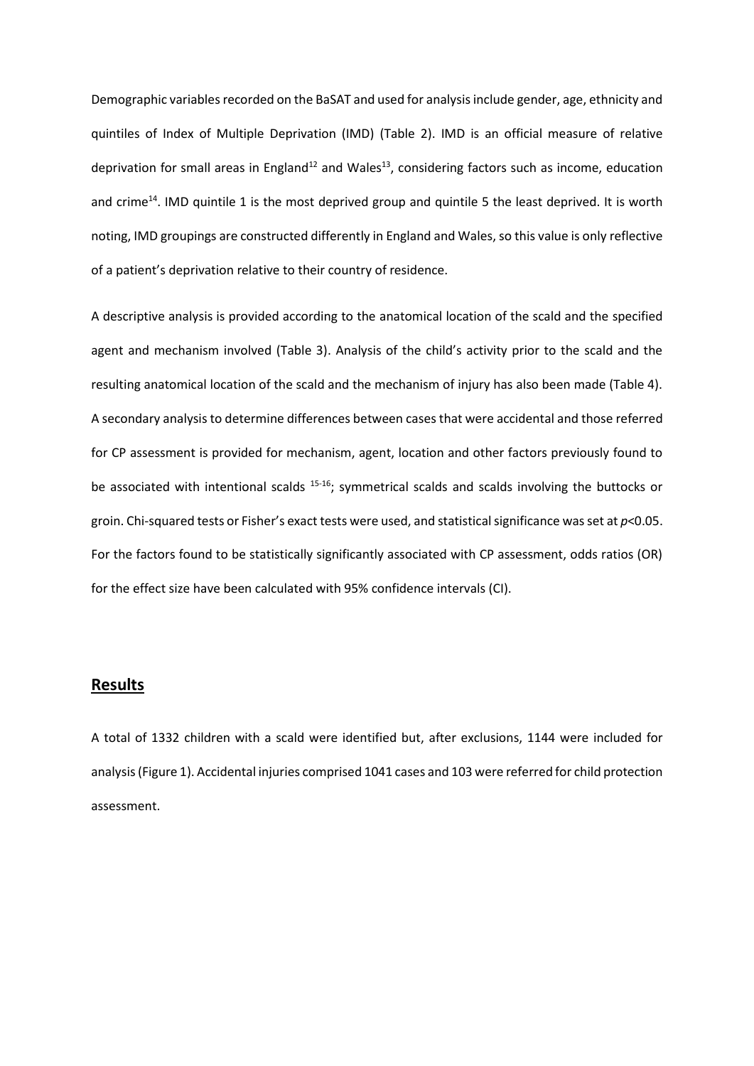Demographic variables recorded on the BaSAT and used for analysis include gender, age, ethnicity and quintiles of Index of Multiple Deprivation (IMD) (Table 2). IMD is an official measure of relative deprivation for small areas in England[12] and Wales[13], considering factors such as income, education and crime[14]. IMD quintile 1 is the most deprived group and quintile 5 the least deprived. It is worth noting, IMD groupings are constructed differently in England and Wales, so this value is only reflective of a patient's deprivation relative to their country of residence.

A descriptive analysis is provided according to the anatomical location of the scald and the specified agent and mechanism involved (Table 3). Analysis of the child's activity prior to the scald and the resulting anatomical location of the scald and the mechanism of injury has also been made (Table 4). A secondary analysis to determine differences between cases that were accidental and those referred for CP assessment is provided for mechanism, agent, location and other factors previously found to be associated with intentional scalds [15-16]; symmetrical scalds and scalds involving the buttocks or groin. Chi-squared tests or Fisher's exact tests were used, and statistical significance was set at $p<0.05$. For the factors found to be statistically significantly associated with CP assessment, odds ratios (OR) for the effect size have been calculated with 95% confidence intervals (CI).

## Results

A total of 1332 children with a scald were identified but, after exclusions, 1144 were included for analysis (Figure 1). Accidental injuries comprised 1041 cases and 103 were referred for child protection assessment.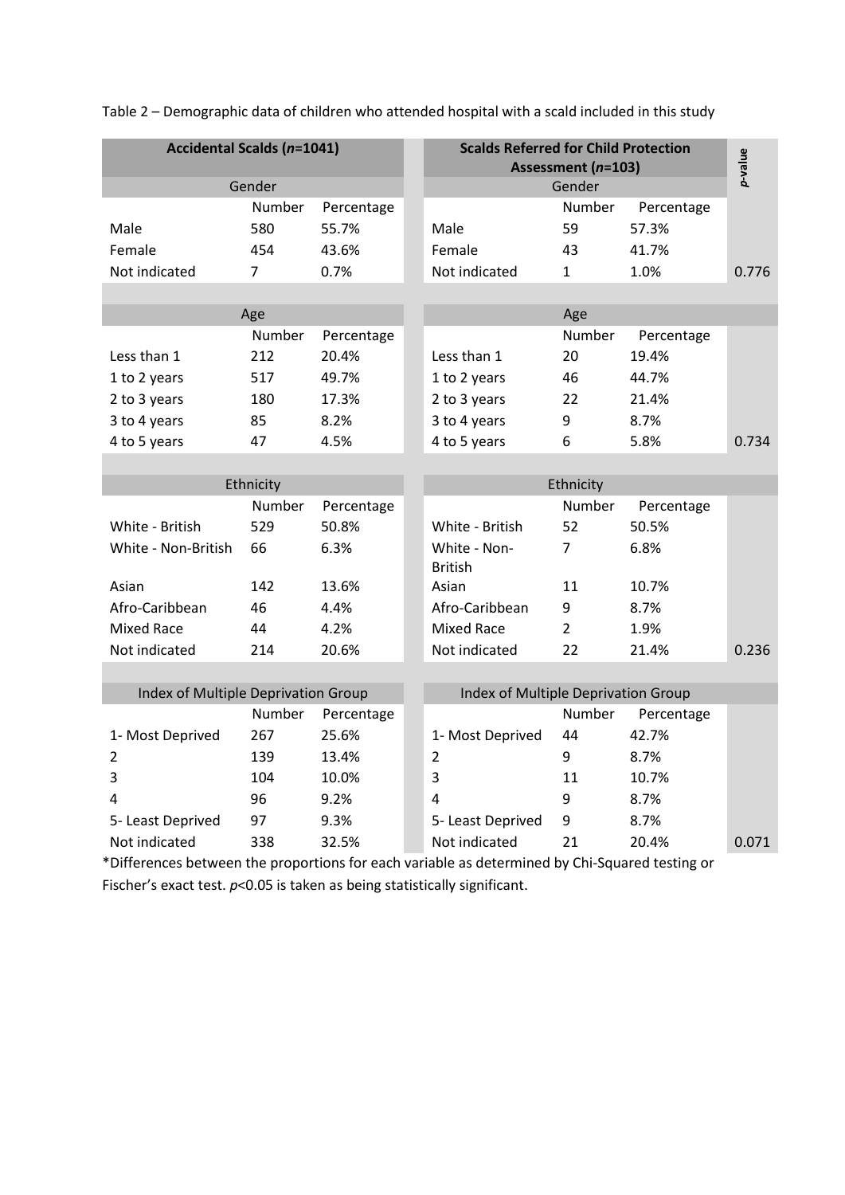Table 2 – Demographic data of children who attended hospital with a scald included in this study

| **Accidental Scalds (*n*=1041)** | | | **Scalds Referred for Child Protection Assessment (*n*=103)** | | | ***p*-value** |
|---|---|---|---|---|---|---|
| Gender | | | Gender | | | |
| | Number | Percentage | | Number | Percentage | |
| Male | 580 | 55.7% | Male | 59 | 57.3% | |
| Female | 454 | 43.6% | Female | 43 | 41.7% | |
| Not indicated | 7 | 0.7% | Not indicated | 1 | 1.0% | 0.776 |
| Age | | | Age | | | |
| | Number | Percentage | | Number | Percentage | |
| Less than 1 | 212 | 20.4% | Less than 1 | 20 | 19.4% | |
| 1 to 2 years | 517 | 49.7% | 1 to 2 years | 46 | 44.7% | |
| 2 to 3 years | 180 | 17.3% | 2 to 3 years | 22 | 21.4% | |
| 3 to 4 years | 85 | 8.2% | 3 to 4 years | 9 | 8.7% | |
| 4 to 5 years | 47 | 4.5% | 4 to 5 years | 6 | 5.8% | 0.734 |
| Ethnicity | | | Ethnicity | | | |
| | Number | Percentage | | Number | Percentage | |
| White - British | 529 | 50.8% | White - British | 52 | 50.5% | |
| White - Non-British | 66 | 6.3% | White - Non-British | 7 | 6.8% | |
| Asian | 142 | 13.6% | Asian | 11 | 10.7% | |
| Afro-Caribbean | 46 | 4.4% | Afro-Caribbean | 9 | 8.7% | |
| Mixed Race | 44 | 4.2% | Mixed Race | 2 | 1.9% | |
| Not indicated | 214 | 20.6% | Not indicated | 22 | 21.4% | 0.236 |
| Index of Multiple Deprivation Group | | | Index of Multiple Deprivation Group | | | |
| | Number | Percentage | | Number | Percentage | |
| 1- Most Deprived | 267 | 25.6% | 1- Most Deprived | 44 | 42.7% | |
| 2 | 139 | 13.4% | 2 | 9 | 8.7% | |
| 3 | 104 | 10.0% | 3 | 11 | 10.7% | |
| 4 | 96 | 9.2% | 4 | 9 | 8.7% | |
| 5- Least Deprived | 97 | 9.3% | 5- Least Deprived | 9 | 8.7% | |
| Not indicated | 338 | 32.5% | Not indicated | 21 | 20.4% | 0.071 |

*Differences between the proportions for each variable as determined by Chi-Squared testing or Fischer's exact test. $p<0.05$ is taken as being statistically significant.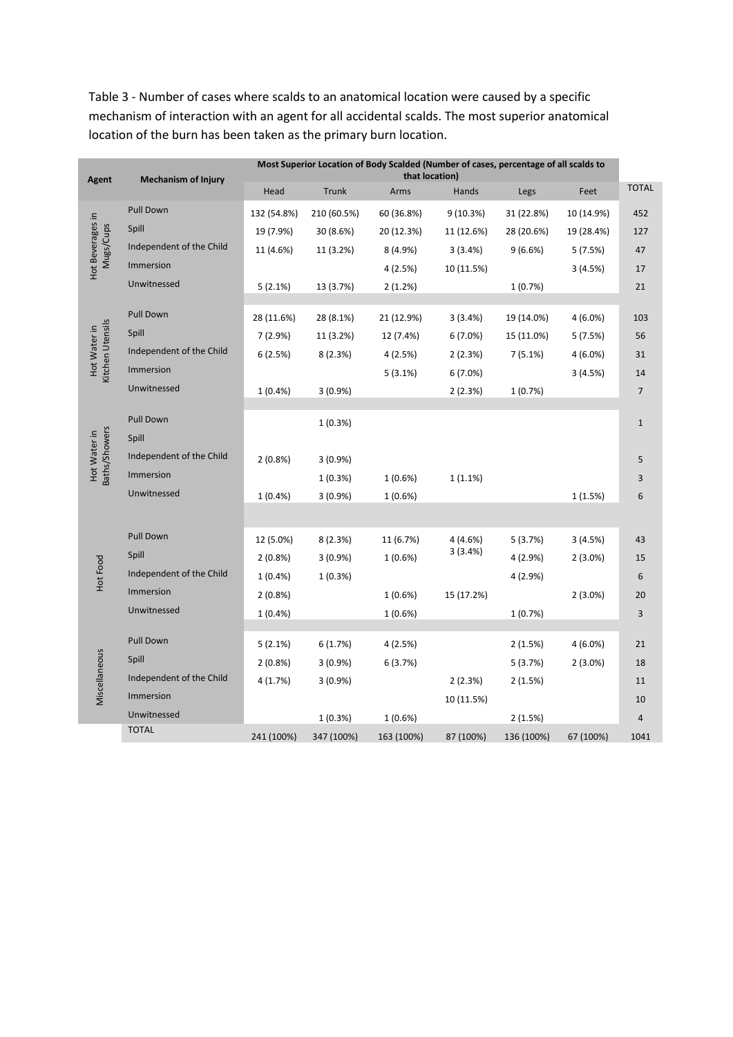Table 3 - Number of cases where scalds to an anatomical location were caused by a specific mechanism of interaction with an agent for all accidental scalds. The most superior anatomical location of the burn has been taken as the primary burn location.

| Agent | Mechanism of Injury | Most Superior Location of Body Scalded (Number of cases, percentage of all scalds to that location) | | | | | | TOTAL |
|---|---|---|---|---|---|---|---|---|
| | | Head | Trunk | Arms | Hands | Legs | Feet | |
| Hot Beverages in Mugs/Cups | Pull Down | 132 (54.8%) | 210 (60.5%) | 60 (36.8%) | 9 (10.3%) | 31 (22.8%) | 10 (14.9%) | 452 |
| | Spill | 19 (7.9%) | 30 (8.6%) | 20 (12.3%) | 11 (12.6%) | 28 (20.6%) | 19 (28.4%) | 127 |
| | Independent of the Child | 11 (4.6%) | 11 (3.2%) | 8 (4.9%) | 3 (3.4%) | 9 (6.6%) | 5 (7.5%) | 47 |
| | Immersion | | | 4 (2.5%) | 10 (11.5%) | | 3 (4.5%) | 17 |
| | Unwitnessed | 5 (2.1%) | 13 (3.7%) | 2 (1.2%) | | 1 (0.7%) | | 21 |
| Hot Water in Kitchen Utensils | Pull Down | 28 (11.6%) | 28 (8.1%) | 21 (12.9%) | 3 (3.4%) | 19 (14.0%) | 4 (6.0%) | 103 |
| | Spill | 7 (2.9%) | 11 (3.2%) | 12 (7.4%) | 6 (7.0%) | 15 (11.0%) | 5 (7.5%) | 56 |
| | Independent of the Child | 6 (2.5%) | 8 (2.3%) | 4 (2.5%) | 2 (2.3%) | 7 (5.1%) | 4 (6.0%) | 31 |
| | Immersion | | | 5 (3.1%) | 6 (7.0%) | | 3 (4.5%) | 14 |
| | Unwitnessed | 1 (0.4%) | 3 (0.9%) | | 2 (2.3%) | 1 (0.7%) | | 7 |
| Hot Water in Baths/Showers | Pull Down | | 1 (0.3%) | | | | | 1 |
| | Spill | | | | | | | |
| | Independent of the Child | 2 (0.8%) | 3 (0.9%) | | | | | 5 |
| | Immersion | | 1 (0.3%) | 1 (0.6%) | 1 (1.1%) | | | 3 |
| | Unwitnessed | 1 (0.4%) | 3 (0.9%) | 1 (0.6%) | | | 1 (1.5%) | 6 |
| Hot Food | Pull Down | 12 (5.0%) | 8 (2.3%) | 11 (6.7%) | 4 (4.6%) | 5 (3.7%) | 3 (4.5%) | 43 |
| | Spill | 2 (0.8%) | 3 (0.9%) | 1 (0.6%) | 3 (3.4%) | 4 (2.9%) | 2 (3.0%) | 15 |
| | Independent of the Child | 1 (0.4%) | 1 (0.3%) | | | 4 (2.9%) | | 6 |
| | Immersion | 2 (0.8%) | | 1 (0.6%) | 15 (17.2%) | | 2 (3.0%) | 20 |
| | Unwitnessed | 1 (0.4%) | | 1 (0.6%) | | 1 (0.7%) | | 3 |
| Miscellaneous | Pull Down | 5 (2.1%) | 6 (1.7%) | 4 (2.5%) | | 2 (1.5%) | 4 (6.0%) | 21 |
| | Spill | 2 (0.8%) | 3 (0.9%) | 6 (3.7%) | | 5 (3.7%) | 2 (3.0%) | 18 |
| | Independent of the Child | 4 (1.7%) | 3 (0.9%) | | 2 (2.3%) | 2 (1.5%) | | 11 |
| | Immersion | | | | 10 (11.5%) | | | 10 |
| | Unwitnessed | | 1 (0.3%) | 1 (0.6%) | | 2 (1.5%) | | 4 |
| | TOTAL | 241 (100%) | 347 (100%) | 163 (100%) | 87 (100%) | 136 (100%) | 67 (100%) | 1041 |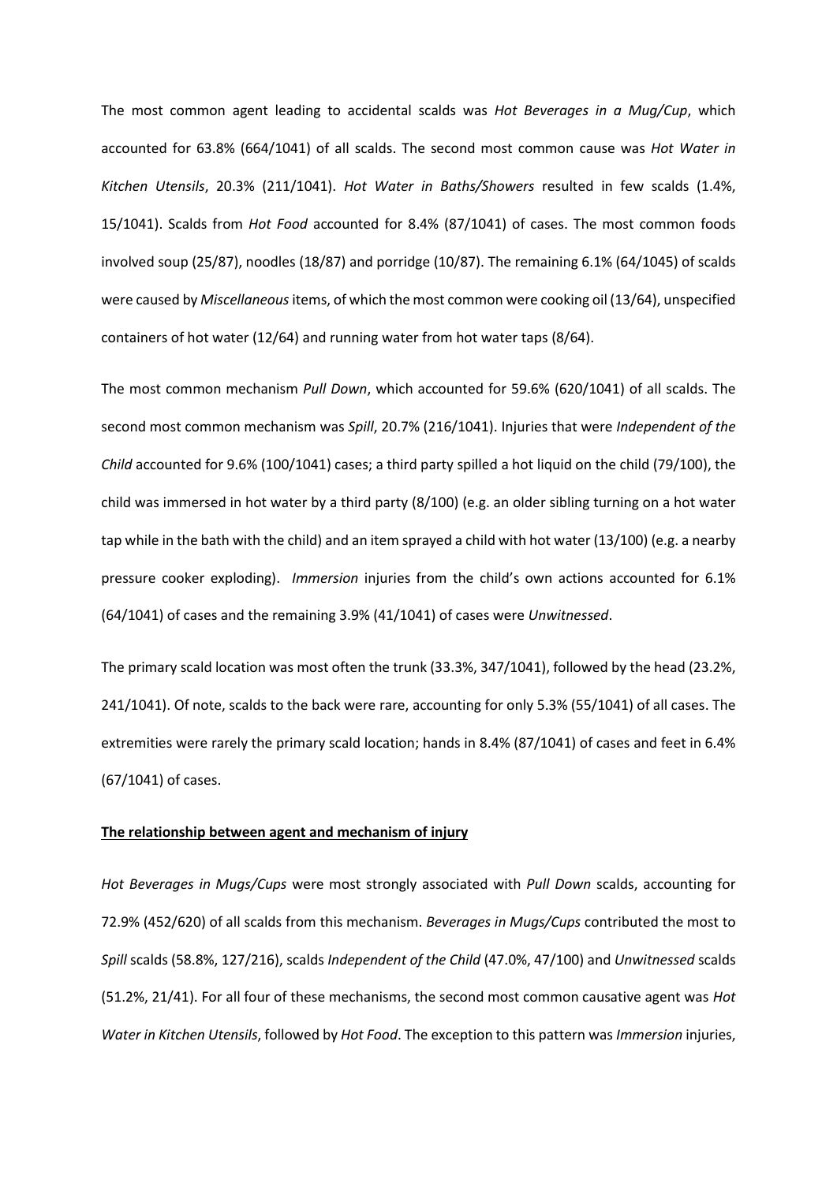The most common agent leading to accidental scalds was *Hot Beverages in a Mug/Cup*, which accounted for 63.8% (664/1041) of all scalds. The second most common cause was *Hot Water in Kitchen Utensils*, 20.3% (211/1041). *Hot Water in Baths/Showers* resulted in few scalds (1.4%, 15/1041). Scalds from *Hot Food* accounted for 8.4% (87/1041) of cases. The most common foods involved soup (25/87), noodles (18/87) and porridge (10/87). The remaining 6.1% (64/1045) of scalds were caused by *Miscellaneous* items, of which the most common were cooking oil (13/64), unspecified containers of hot water (12/64) and running water from hot water taps (8/64).

The most common mechanism *Pull Down*, which accounted for 59.6% (620/1041) of all scalds. The second most common mechanism was *Spill*, 20.7% (216/1041). Injuries that were *Independent of the Child* accounted for 9.6% (100/1041) cases; a third party spilled a hot liquid on the child (79/100), the child was immersed in hot water by a third party (8/100) (e.g. an older sibling turning on a hot water tap while in the bath with the child) and an item sprayed a child with hot water (13/100) (e.g. a nearby pressure cooker exploding). *Immersion* injuries from the child's own actions accounted for 6.1% (64/1041) of cases and the remaining 3.9% (41/1041) of cases were *Unwitnessed*.

The primary scald location was most often the trunk (33.3%, 347/1041), followed by the head (23.2%, 241/1041). Of note, scalds to the back were rare, accounting for only 5.3% (55/1041) of all cases. The extremities were rarely the primary scald location; hands in 8.4% (87/1041) of cases and feet in 6.4% (67/1041) of cases.

**The relationship between agent and mechanism of injury**

*Hot Beverages in Mugs/Cups* were most strongly associated with *Pull Down* scalds, accounting for 72.9% (452/620) of all scalds from this mechanism. *Beverages in Mugs/Cups* contributed the most to *Spill* scalds (58.8%, 127/216), scalds *Independent of the Child* (47.0%, 47/100) and *Unwitnessed* scalds (51.2%, 21/41). For all four of these mechanisms, the second most common causative agent was *Hot Water in Kitchen Utensils*, followed by *Hot Food*. The exception to this pattern was *Immersion* injuries,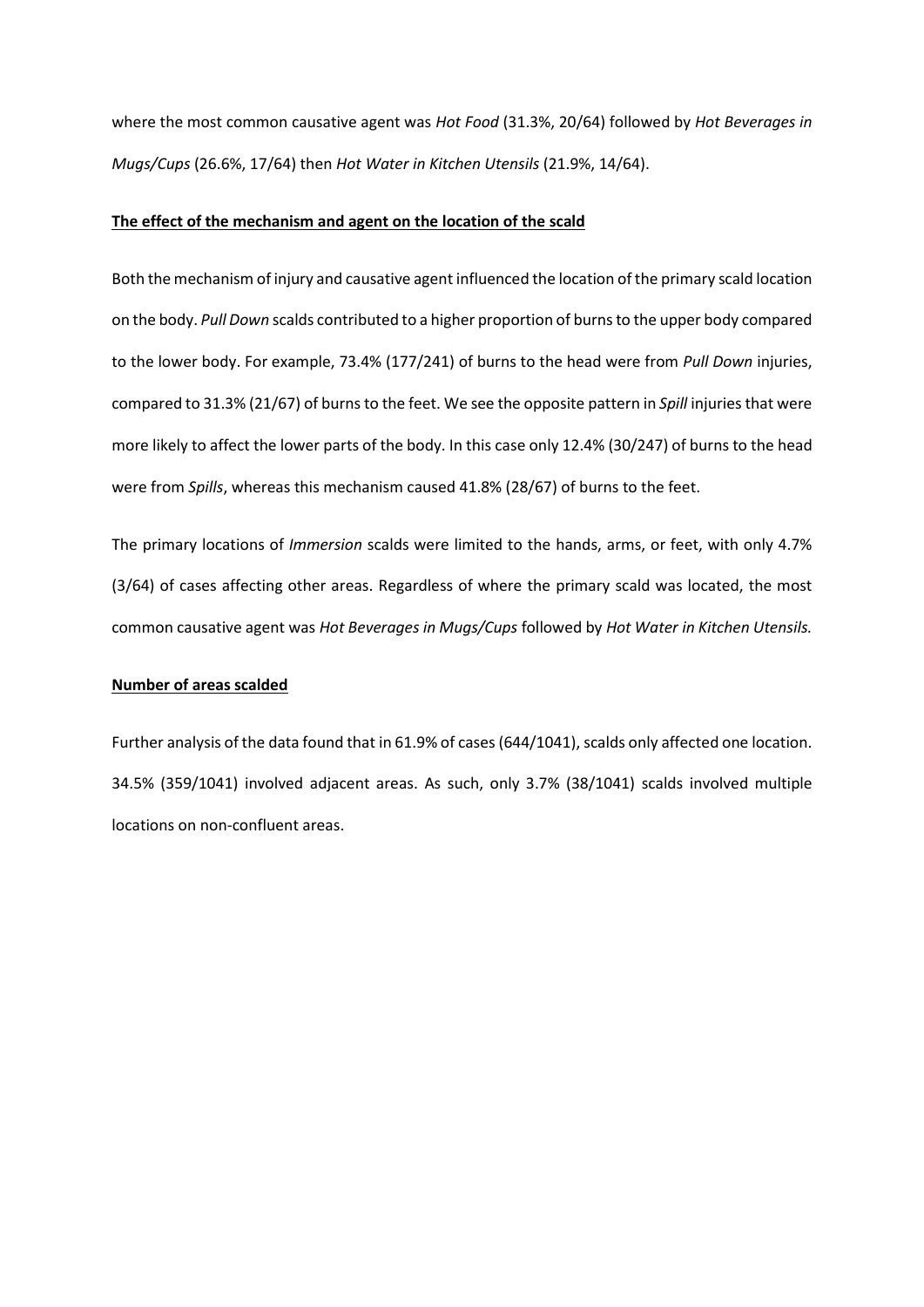where the most common causative agent was *Hot Food* (31.3%, 20/64) followed by *Hot Beverages in Mugs/Cups* (26.6%, 17/64) then *Hot Water in Kitchen Utensils* (21.9%, 14/64).

**The effect of the mechanism and agent on the location of the scald**

Both the mechanism of injury and causative agent influenced the location of the primary scald location on the body. *Pull Down* scalds contributed to a higher proportion of burns to the upper body compared to the lower body. For example, 73.4% (177/241) of burns to the head were from *Pull Down* injuries, compared to 31.3% (21/67) of burns to the feet. We see the opposite pattern in *Spill* injuries that were more likely to affect the lower parts of the body. In this case only 12.4% (30/247) of burns to the head were from *Spills*, whereas this mechanism caused 41.8% (28/67) of burns to the feet.

The primary locations of *Immersion* scalds were limited to the hands, arms, or feet, with only 4.7% (3/64) of cases affecting other areas. Regardless of where the primary scald was located, the most common causative agent was *Hot Beverages in Mugs/Cups* followed by *Hot Water in Kitchen Utensils.*

**Number of areas scalded**

Further analysis of the data found that in 61.9% of cases (644/1041), scalds only affected one location. 34.5% (359/1041) involved adjacent areas. As such, only 3.7% (38/1041) scalds involved multiple locations on non-confluent areas.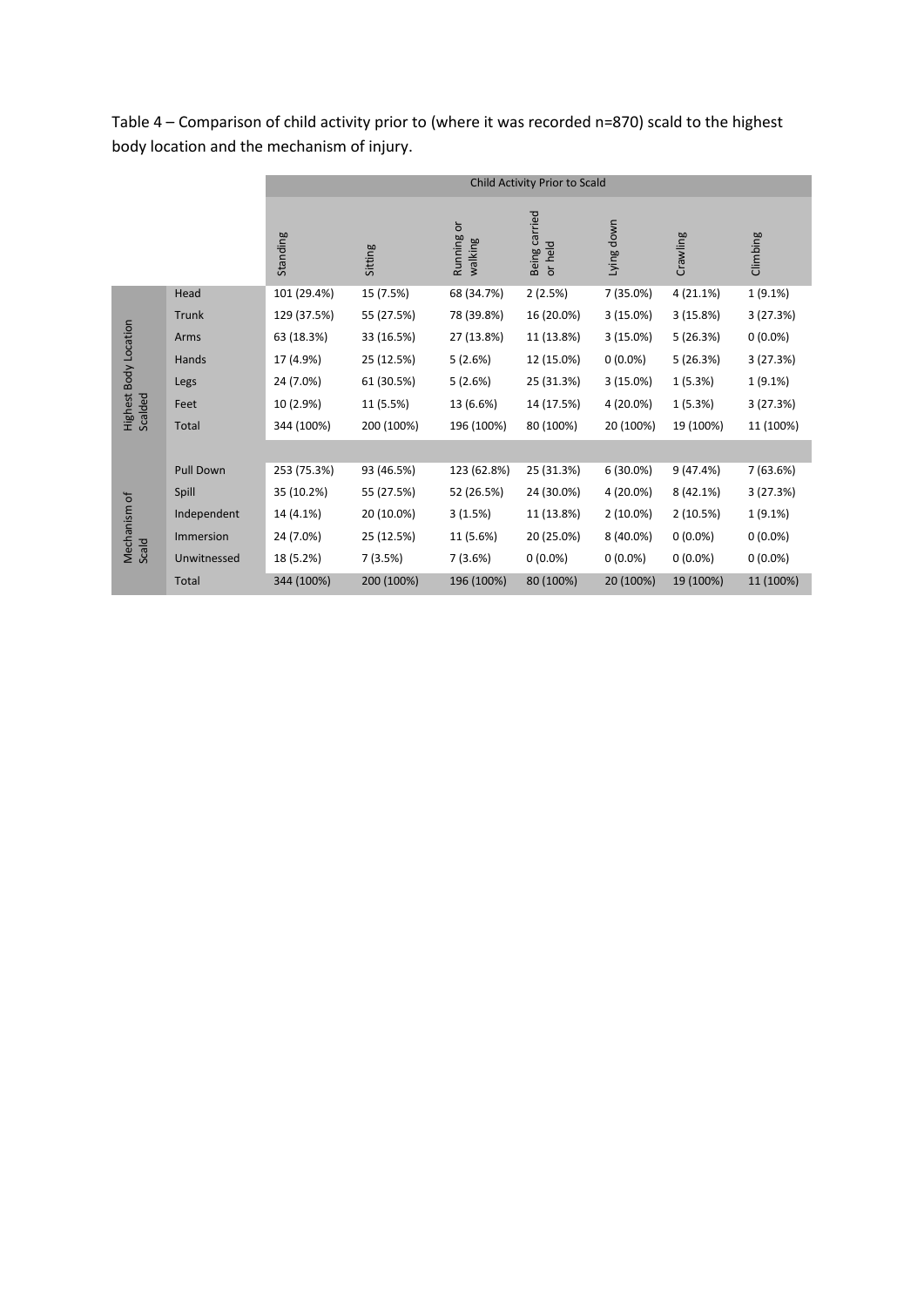Table 4 – Comparison of child activity prior to (where it was recorded n=870) scald to the highest body location and the mechanism of injury.

| | | Child Activity Prior to Scald | | | | | | |
|---|---|---|---|---|---|---|---|---|
| | | Standing | Sitting | Running or walking | Being carried or held | Lying down | Crawling | Climbing |
| Highest Body Location Scalded | Head | 101 (29.4%) | 15 (7.5%) | 68 (34.7%) | 2 (2.5%) | 7 (35.0%) | 4 (21.1%) | 1 (9.1%) |
| | Trunk | 129 (37.5%) | 55 (27.5%) | 78 (39.8%) | 16 (20.0%) | 3 (15.0%) | 3 (15.8%) | 3 (27.3%) |
| | Arms | 63 (18.3%) | 33 (16.5%) | 27 (13.8%) | 11 (13.8%) | 3 (15.0%) | 5 (26.3%) | 0 (0.0%) |
| | Hands | 17 (4.9%) | 25 (12.5%) | 5 (2.6%) | 12 (15.0%) | 0 (0.0%) | 5 (26.3%) | 3 (27.3%) |
| | Legs | 24 (7.0%) | 61 (30.5%) | 5 (2.6%) | 25 (31.3%) | 3 (15.0%) | 1 (5.3%) | 1 (9.1%) |
| | Feet | 10 (2.9%) | 11 (5.5%) | 13 (6.6%) | 14 (17.5%) | 4 (20.0%) | 1 (5.3%) | 3 (27.3%) |
| | Total | 344 (100%) | 200 (100%) | 196 (100%) | 80 (100%) | 20 (100%) | 19 (100%) | 11 (100%) |
| | | | | | | | | |
| Mechanism of Scald | Pull Down | 253 (75.3%) | 93 (46.5%) | 123 (62.8%) | 25 (31.3%) | 6 (30.0%) | 9 (47.4%) | 7 (63.6%) |
| | Spill | 35 (10.2%) | 55 (27.5%) | 52 (26.5%) | 24 (30.0%) | 4 (20.0%) | 8 (42.1%) | 3 (27.3%) |
| | Independent | 14 (4.1%) | 20 (10.0%) | 3 (1.5%) | 11 (13.8%) | 2 (10.0%) | 2 (10.5%) | 1 (9.1%) |
| | Immersion | 24 (7.0%) | 25 (12.5%) | 11 (5.6%) | 20 (25.0%) | 8 (40.0%) | 0 (0.0%) | 0 (0.0%) |
| | Unwitnessed | 18 (5.2%) | 7 (3.5%) | 7 (3.6%) | 0 (0.0%) | 0 (0.0%) | 0 (0.0%) | 0 (0.0%) |
| | Total | 344 (100%) | 200 (100%) | 196 (100%) | 80 (100%) | 20 (100%) | 19 (100%) | 11 (100%) |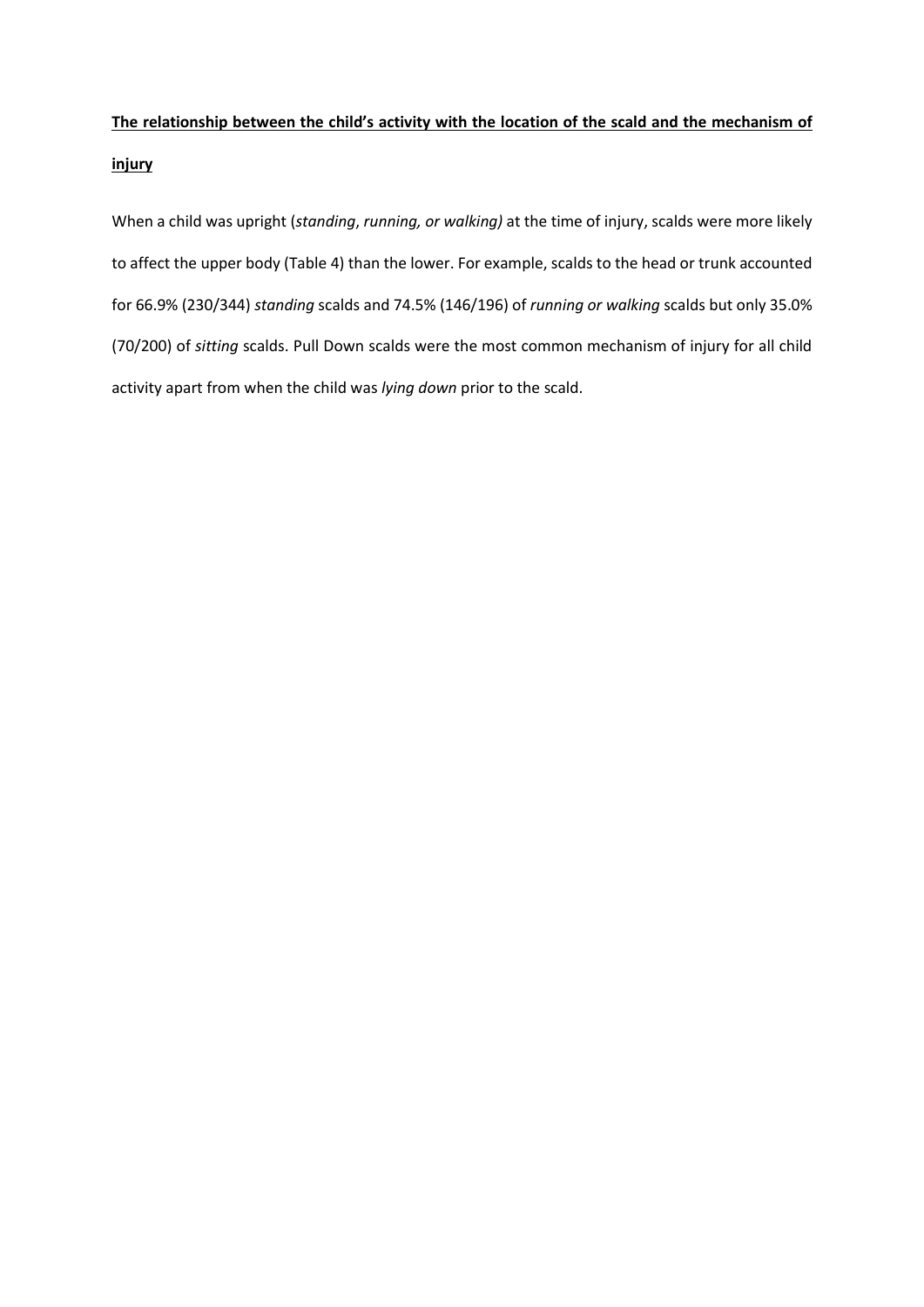## **The relationship between the child's activity with the location of the scald and the mechanism of injury**

When a child was upright (*standing*, *running, or walking)* at the time of injury, scalds were more likely to affect the upper body (Table 4) than the lower. For example, scalds to the head or trunk accounted for 66.9% (230/344) *standing* scalds and 74.5% (146/196) of *running or walking* scalds but only 35.0% (70/200) of *sitting* scalds. Pull Down scalds were the most common mechanism of injury for all child activity apart from when the child was *lying down* prior to the scald.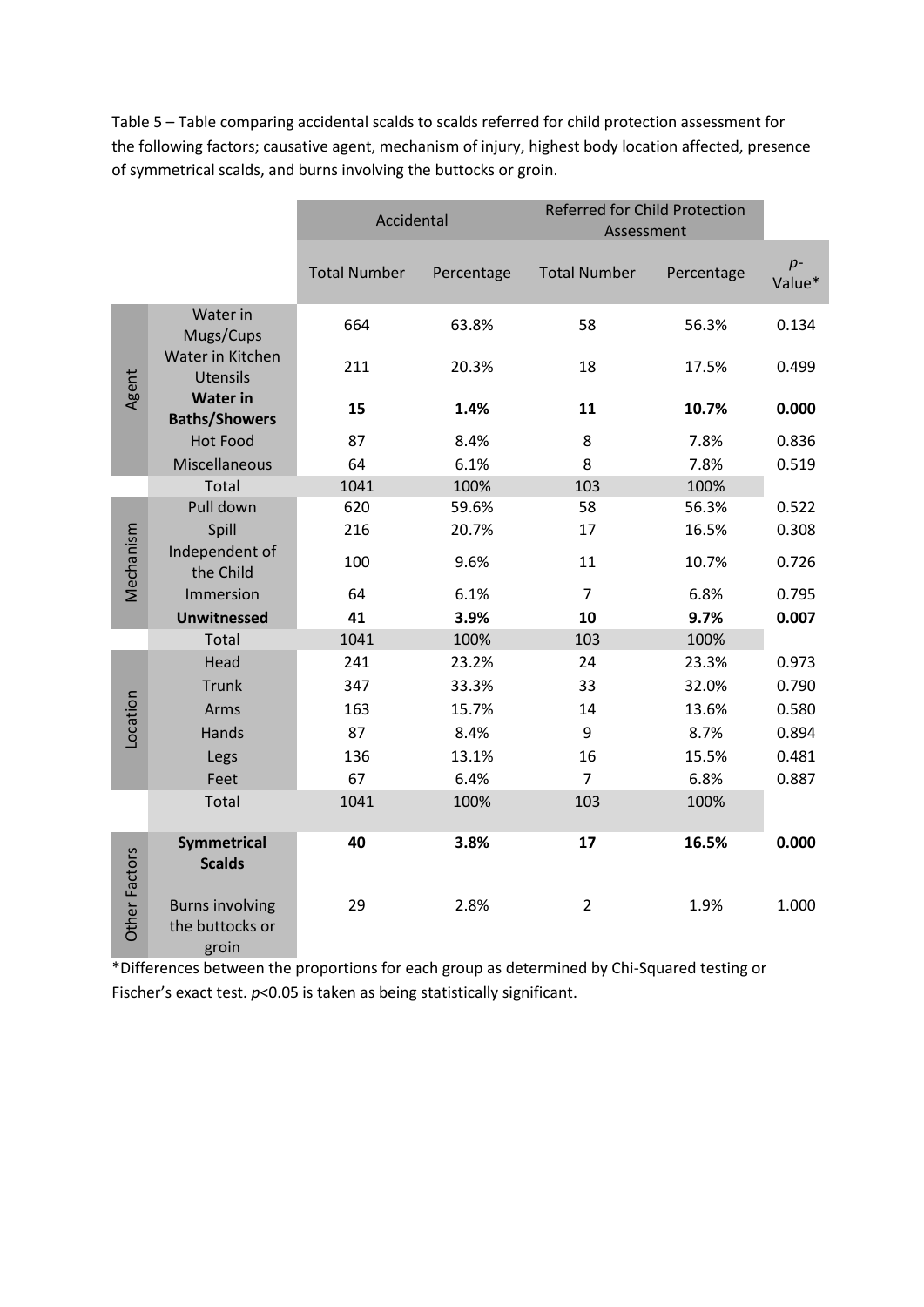Table 5 – Table comparing accidental scalds to scalds referred for child protection assessment for the following factors; causative agent, mechanism of injury, highest body location affected, presence of symmetrical scalds, and burns involving the buttocks or groin.

| | | Accidental | | Referred for Child Protection Assessment | | |
|---|---|---|---|---|---|---|
| | | Total Number | Percentage | Total Number | Percentage | *p*-Value* |
| Agent | Water in Mugs/Cups | 664 | 63.8% | 58 | 56.3% | 0.134 |
| | Water in Kitchen Utensils | 211 | 20.3% | 18 | 17.5% | 0.499 |
| | **Water in Baths/Showers** | **15** | **1.4%** | **11** | **10.7%** | **0.000** |
| | Hot Food | 87 | 8.4% | 8 | 7.8% | 0.836 |
| | Miscellaneous | 64 | 6.1% | 8 | 7.8% | 0.519 |
| | Total | 1041 | 100% | 103 | 100% | |
| Mechanism | Pull down | 620 | 59.6% | 58 | 56.3% | 0.522 |
| | Spill | 216 | 20.7% | 17 | 16.5% | 0.308 |
| | Independent of the Child | 100 | 9.6% | 11 | 10.7% | 0.726 |
| | Immersion | 64 | 6.1% | 7 | 6.8% | 0.795 |
| | **Unwitnessed** | **41** | **3.9%** | **10** | **9.7%** | **0.007** |
| | Total | 1041 | 100% | 103 | 100% | |
| Location | Head | 241 | 23.2% | 24 | 23.3% | 0.973 |
| | Trunk | 347 | 33.3% | 33 | 32.0% | 0.790 |
| | Arms | 163 | 15.7% | 14 | 13.6% | 0.580 |
| | Hands | 87 | 8.4% | 9 | 8.7% | 0.894 |
| | Legs | 136 | 13.1% | 16 | 15.5% | 0.481 |
| | Feet | 67 | 6.4% | 7 | 6.8% | 0.887 |
| | Total | 1041 | 100% | 103 | 100% | |
| Other Factors | **Symmetrical Scalds** | **40** | **3.8%** | **17** | **16.5%** | **0.000** |
| | Burns involving the buttocks or groin | 29 | 2.8% | 2 | 1.9% | 1.000 |

*Differences between the proportions for each group as determined by Chi-Squared testing or Fischer's exact test. $p<0.05$ is taken as being statistically significant.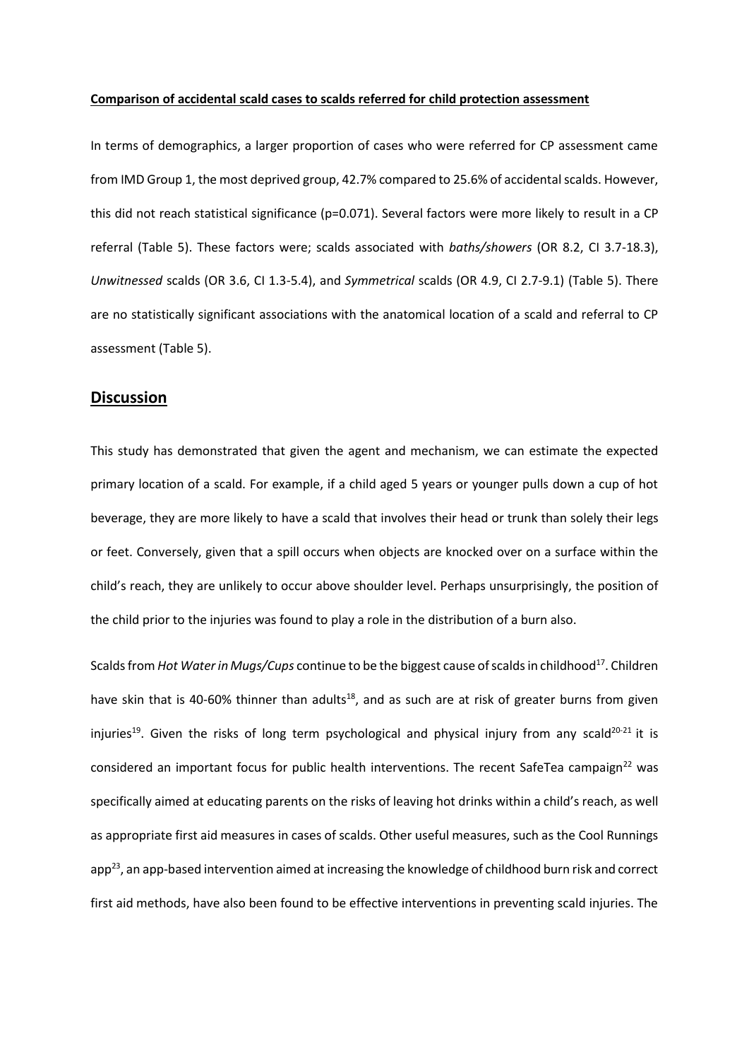**Comparison of accidental scald cases to scalds referred for child protection assessment**

In terms of demographics, a larger proportion of cases who were referred for CP assessment came from IMD Group 1, the most deprived group, 42.7% compared to 25.6% of accidental scalds. However, this did not reach statistical significance (p=0.071). Several factors were more likely to result in a CP referral (Table 5). These factors were; scalds associated with *baths/showers* (OR 8.2, CI 3.7-18.3), *Unwitnessed* scalds (OR 3.6, CI 1.3-5.4), and *Symmetrical* scalds (OR 4.9, CI 2.7-9.1) (Table 5). There are no statistically significant associations with the anatomical location of a scald and referral to CP assessment (Table 5).

## Discussion

This study has demonstrated that given the agent and mechanism, we can estimate the expected primary location of a scald. For example, if a child aged 5 years or younger pulls down a cup of hot beverage, they are more likely to have a scald that involves their head or trunk than solely their legs or feet. Conversely, given that a spill occurs when objects are knocked over on a surface within the child's reach, they are unlikely to occur above shoulder level. Perhaps unsurprisingly, the position of the child prior to the injuries was found to play a role in the distribution of a burn also.

Scalds from *Hot Water in Mugs/Cups* continue to be the biggest cause of scalds in childhood[17]. Children have skin that is 40-60% thinner than adults[18], and as such are at risk of greater burns from given injuries[19]. Given the risks of long term psychological and physical injury from any scald[20-21] it is considered an important focus for public health interventions. The recent SafeTea campaign[22] was specifically aimed at educating parents on the risks of leaving hot drinks within a child's reach, as well as appropriate first aid measures in cases of scalds. Other useful measures, such as the Cool Runnings app[23], an app-based intervention aimed at increasing the knowledge of childhood burn risk and correct first aid methods, have also been found to be effective interventions in preventing scald injuries. The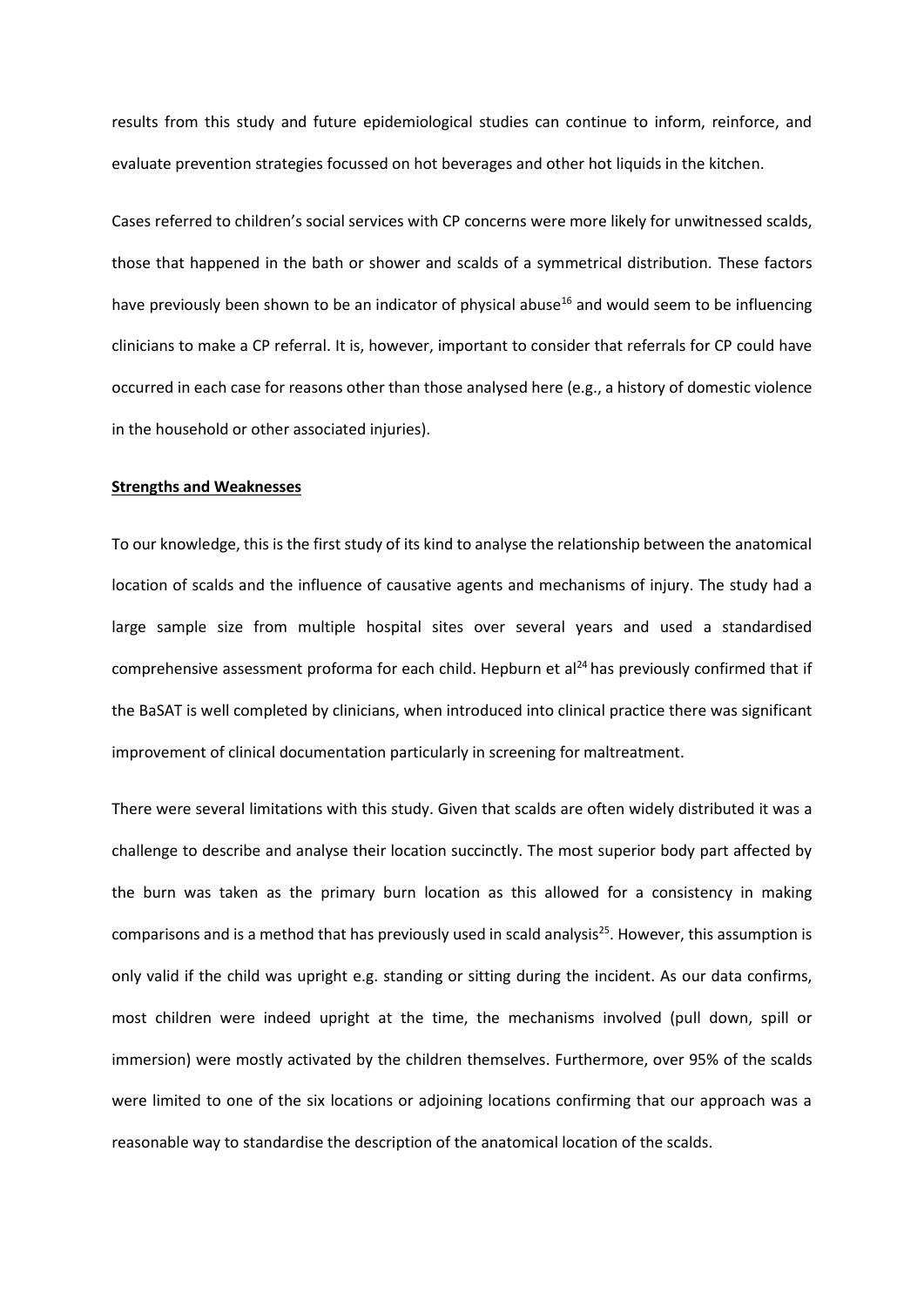results from this study and future epidemiological studies can continue to inform, reinforce, and evaluate prevention strategies focussed on hot beverages and other hot liquids in the kitchen.

Cases referred to children's social services with CP concerns were more likely for unwitnessed scalds, those that happened in the bath or shower and scalds of a symmetrical distribution. These factors have previously been shown to be an indicator of physical abuse[16] and would seem to be influencing clinicians to make a CP referral. It is, however, important to consider that referrals for CP could have occurred in each case for reasons other than those analysed here (e.g., a history of domestic violence in the household or other associated injuries).

## Strengths and Weaknesses

To our knowledge, this is the first study of its kind to analyse the relationship between the anatomical location of scalds and the influence of causative agents and mechanisms of injury. The study had a large sample size from multiple hospital sites over several years and used a standardised comprehensive assessment proforma for each child. Hepburn et al[24] has previously confirmed that if the BaSAT is well completed by clinicians, when introduced into clinical practice there was significant improvement of clinical documentation particularly in screening for maltreatment.

There were several limitations with this study. Given that scalds are often widely distributed it was a challenge to describe and analyse their location succinctly. The most superior body part affected by the burn was taken as the primary burn location as this allowed for a consistency in making comparisons and is a method that has previously used in scald analysis[25]. However, this assumption is only valid if the child was upright e.g. standing or sitting during the incident. As our data confirms, most children were indeed upright at the time, the mechanisms involved (pull down, spill or immersion) were mostly activated by the children themselves. Furthermore, over 95% of the scalds were limited to one of the six locations or adjoining locations confirming that our approach was a reasonable way to standardise the description of the anatomical location of the scalds.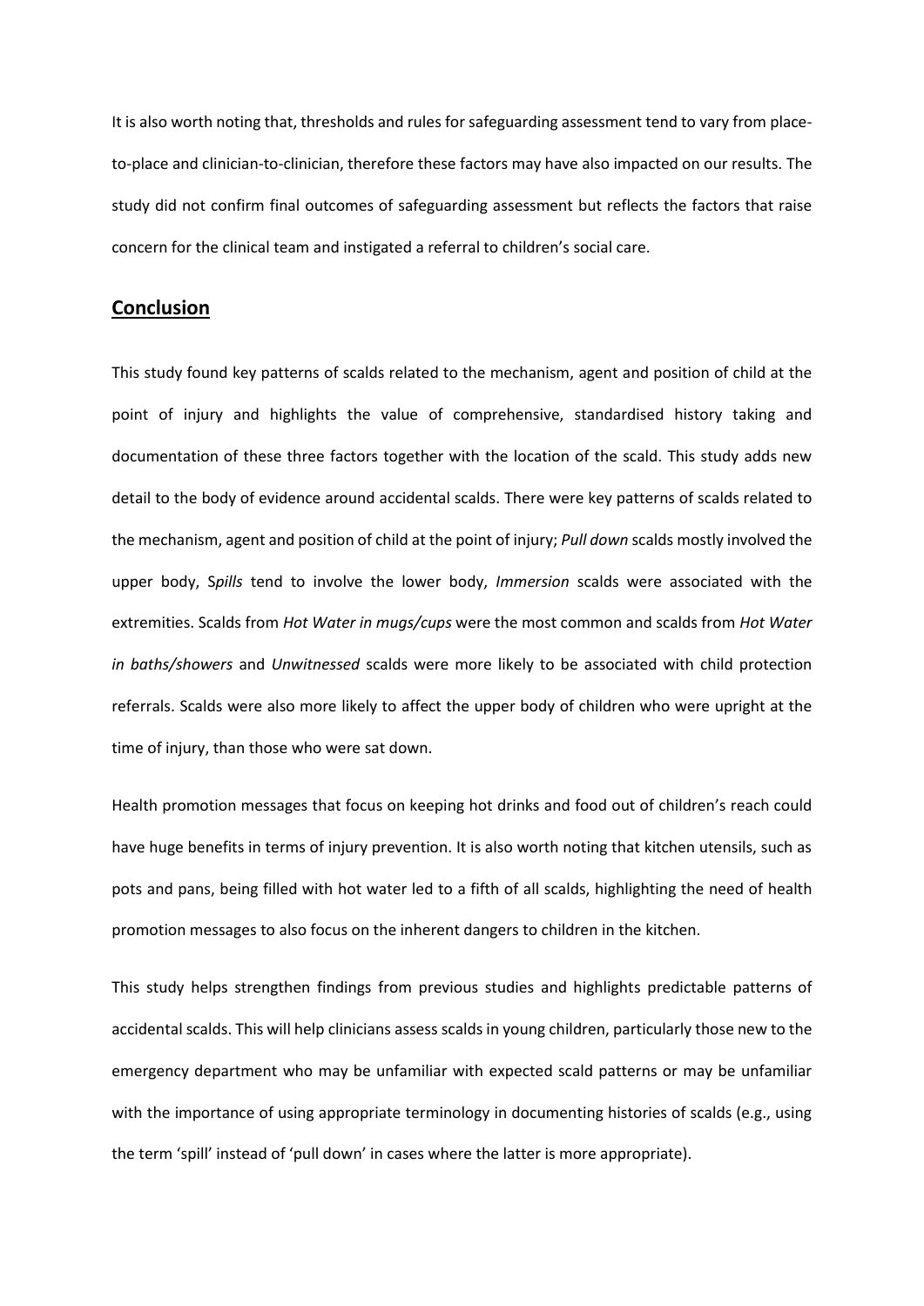It is also worth noting that, thresholds and rules for safeguarding assessment tend to vary from place-to-place and clinician-to-clinician, therefore these factors may have also impacted on our results. The study did not confirm final outcomes of safeguarding assessment but reflects the factors that raise concern for the clinical team and instigated a referral to children's social care.

## Conclusion

This study found key patterns of scalds related to the mechanism, agent and position of child at the point of injury and highlights the value of comprehensive, standardised history taking and documentation of these three factors together with the location of the scald. This study adds new detail to the body of evidence around accidental scalds. There were key patterns of scalds related to the mechanism, agent and position of child at the point of injury; *Pull down* scalds mostly involved the upper body, S*pills* tend to involve the lower body, *Immersion* scalds were associated with the extremities. Scalds from *Hot Water in mugs/cups* were the most common and scalds from *Hot Water in baths/showers* and *Unwitnessed* scalds were more likely to be associated with child protection referrals. Scalds were also more likely to affect the upper body of children who were upright at the time of injury, than those who were sat down.

Health promotion messages that focus on keeping hot drinks and food out of children's reach could have huge benefits in terms of injury prevention. It is also worth noting that kitchen utensils, such as pots and pans, being filled with hot water led to a fifth of all scalds, highlighting the need of health promotion messages to also focus on the inherent dangers to children in the kitchen.

This study helps strengthen findings from previous studies and highlights predictable patterns of accidental scalds. This will help clinicians assess scalds in young children, particularly those new to the emergency department who may be unfamiliar with expected scald patterns or may be unfamiliar with the importance of using appropriate terminology in documenting histories of scalds (e.g., using the term 'spill' instead of 'pull down' in cases where the latter is more appropriate).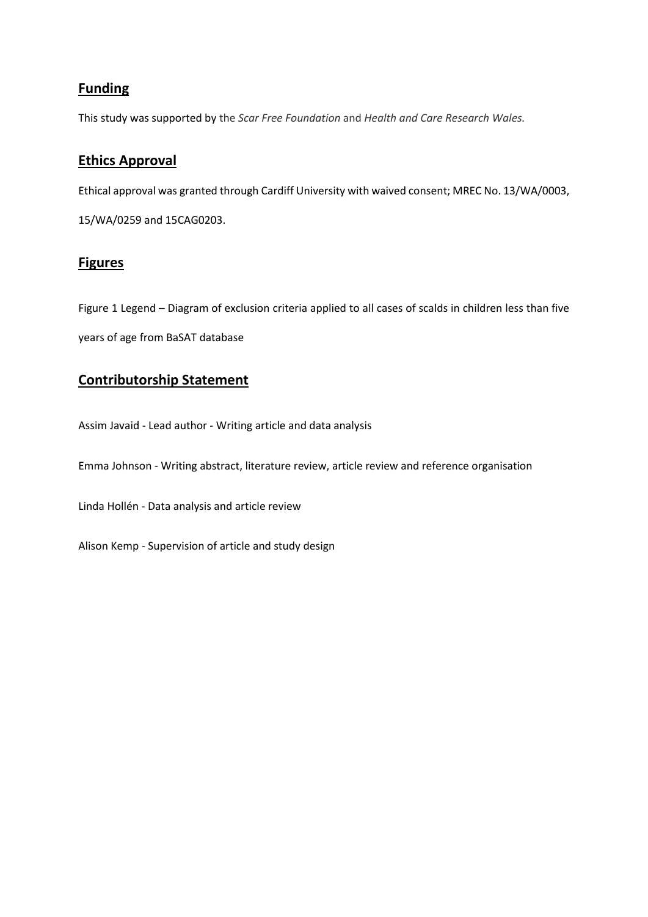## Funding

This study was supported by the *Scar Free Foundation* and *Health and Care Research Wales.*

## Ethics Approval

Ethical approval was granted through Cardiff University with waived consent; MREC No. 13/WA/0003, 15/WA/0259 and 15CAG0203.

## Figures

Figure 1 Legend – Diagram of exclusion criteria applied to all cases of scalds in children less than five years of age from BaSAT database

## Contributorship Statement

Assim Javaid - Lead author - Writing article and data analysis

Emma Johnson - Writing abstract, literature review, article review and reference organisation

Linda Hollén - Data analysis and article review

Alison Kemp - Supervision of article and study design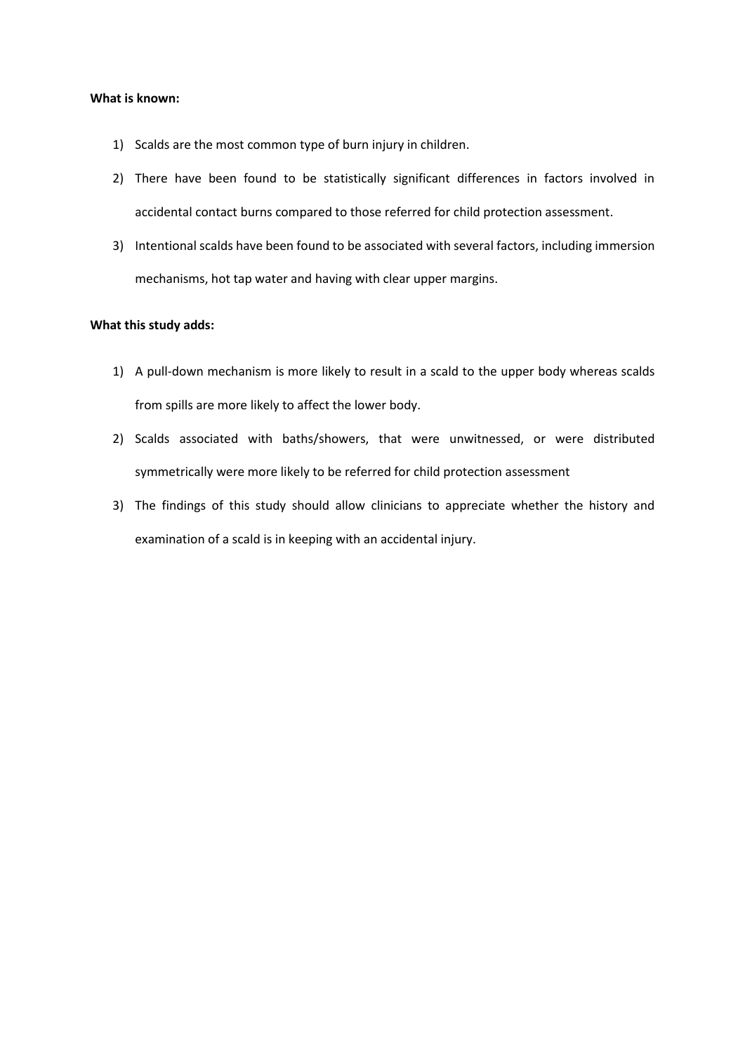**What is known:**

1) Scalds are the most common type of burn injury in children.
2) There have been found to be statistically significant differences in factors involved in accidental contact burns compared to those referred for child protection assessment.
3) Intentional scalds have been found to be associated with several factors, including immersion mechanisms, hot tap water and having with clear upper margins.

**What this study adds:**

1) A pull-down mechanism is more likely to result in a scald to the upper body whereas scalds from spills are more likely to affect the lower body.
2) Scalds associated with baths/showers, that were unwitnessed, or were distributed symmetrically were more likely to be referred for child protection assessment
3) The findings of this study should allow clinicians to appreciate whether the history and examination of a scald is in keeping with an accidental injury.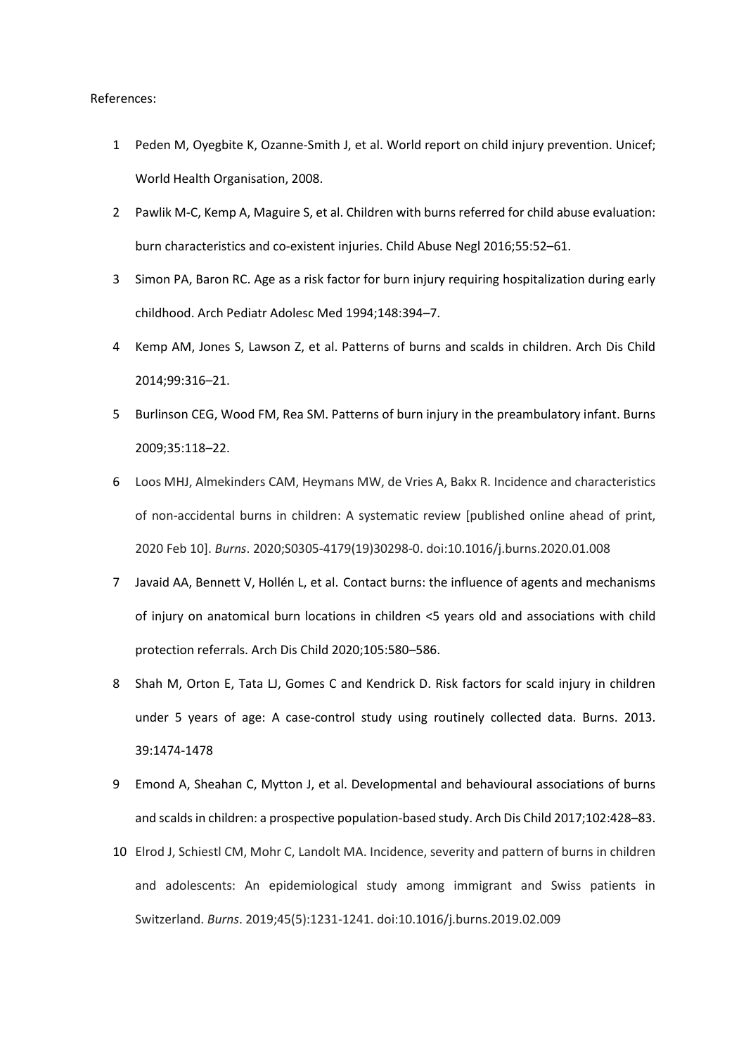References:

1. Peden M, Oyegbite K, Ozanne-Smith J, et al. World report on child injury prevention. Unicef; World Health Organisation, 2008.
2. Pawlik M-C, Kemp A, Maguire S, et al. Children with burns referred for child abuse evaluation: burn characteristics and co-existent injuries. Child Abuse Negl 2016;55:52–61.
3. Simon PA, Baron RC. Age as a risk factor for burn injury requiring hospitalization during early childhood. Arch Pediatr Adolesc Med 1994;148:394–7.
4. Kemp AM, Jones S, Lawson Z, et al. Patterns of burns and scalds in children. Arch Dis Child 2014;99:316–21.
5. Burlinson CEG, Wood FM, Rea SM. Patterns of burn injury in the preambulatory infant. Burns 2009;35:118–22.
6. Loos MHJ, Almekinders CAM, Heymans MW, de Vries A, Bakx R. Incidence and characteristics of non-accidental burns in children: A systematic review [published online ahead of print, 2020 Feb 10]. *Burns*. 2020;S0305-4179(19)30298-0. doi:10.1016/j.burns.2020.01.008
7. Javaid AA, Bennett V, Hollén L, et al. Contact burns: the influence of agents and mechanisms of injury on anatomical burn locations in children <5 years old and associations with child protection referrals. Arch Dis Child 2020;105:580–586.
8. Shah M, Orton E, Tata LJ, Gomes C and Kendrick D. Risk factors for scald injury in children under 5 years of age: A case-control study using routinely collected data. Burns. 2013. 39:1474-1478
9. Emond A, Sheahan C, Mytton J, et al. Developmental and behavioural associations of burns and scalds in children: a prospective population-based study. Arch Dis Child 2017;102:428–83.
10. Elrod J, Schiestl CM, Mohr C, Landolt MA. Incidence, severity and pattern of burns in children and adolescents: An epidemiological study among immigrant and Swiss patients in Switzerland. *Burns*. 2019;45(5):1231-1241. doi:10.1016/j.burns.2019.02.009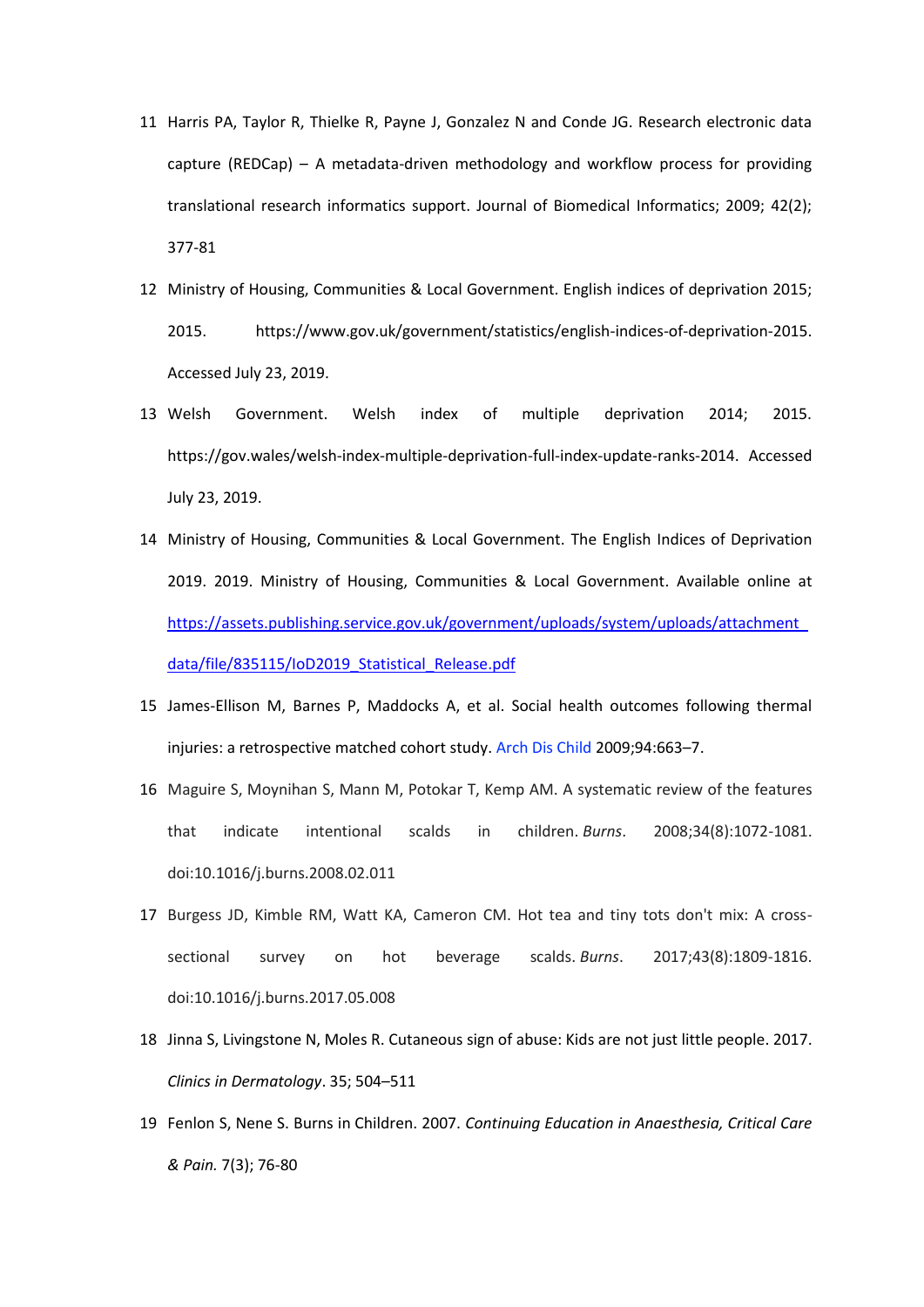11. Harris PA, Taylor R, Thielke R, Payne J, Gonzalez N and Conde JG. Research electronic data capture (REDCap) – A metadata-driven methodology and workflow process for providing translational research informatics support. Journal of Biomedical Informatics; 2009; 42(2); 377-81
12. Ministry of Housing, Communities & Local Government. English indices of deprivation 2015; 2015. https://www.gov.uk/government/statistics/english-indices-of-deprivation-2015. Accessed July 23, 2019.
13. Welsh Government. Welsh index of multiple deprivation 2014; 2015. https://gov.wales/welsh-index-multiple-deprivation-full-index-update-ranks-2014. Accessed July 23, 2019.
14. Ministry of Housing, Communities & Local Government. The English Indices of Deprivation 2019. 2019. Ministry of Housing, Communities & Local Government. Available online at https://assets.publishing.service.gov.uk/government/uploads/system/uploads/attachment_data/file/835115/IoD2019_Statistical_Release.pdf
15. James-Ellison M, Barnes P, Maddocks A, et al. Social health outcomes following thermal injuries: a retrospective matched cohort study. Arch Dis Child 2009;94:663–7.
16. Maguire S, Moynihan S, Mann M, Potokar T, Kemp AM. A systematic review of the features that indicate intentional scalds in children. *Burns*. 2008;34(8):1072-1081. doi:10.1016/j.burns.2008.02.011
17. Burgess JD, Kimble RM, Watt KA, Cameron CM. Hot tea and tiny tots don't mix: A cross-sectional survey on hot beverage scalds. *Burns*. 2017;43(8):1809-1816. doi:10.1016/j.burns.2017.05.008
18. Jinna S, Livingstone N, Moles R. Cutaneous sign of abuse: Kids are not just little people. 2017. *Clinics in Dermatology*. 35; 504–511
19. Fenlon S, Nene S. Burns in Children. 2007. *Continuing Education in Anaesthesia, Critical Care & Pain.* 7(3); 76-80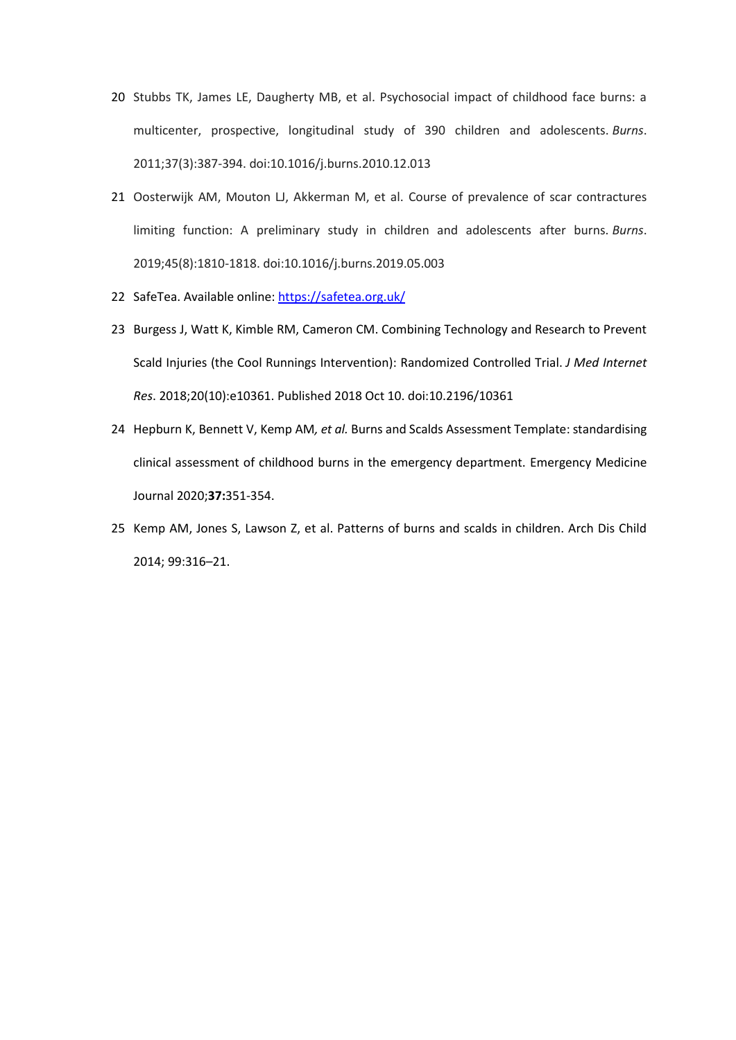20 Stubbs TK, James LE, Daugherty MB, et al. Psychosocial impact of childhood face burns: a multicenter, prospective, longitudinal study of 390 children and adolescents. *Burns*. 2011;37(3):387-394. doi:10.1016/j.burns.2010.12.013

21 Oosterwijk AM, Mouton LJ, Akkerman M, et al. Course of prevalence of scar contractures limiting function: A preliminary study in children and adolescents after burns. *Burns*. 2019;45(8):1810-1818. doi:10.1016/j.burns.2019.05.003

22 SafeTea. Available online: https://safetea.org.uk/

23 Burgess J, Watt K, Kimble RM, Cameron CM. Combining Technology and Research to Prevent Scald Injuries (the Cool Runnings Intervention): Randomized Controlled Trial. *J Med Internet Res*. 2018;20(10):e10361. Published 2018 Oct 10. doi:10.2196/10361

24 Hepburn K, Bennett V, Kemp AM*, et al.* Burns and Scalds Assessment Template: standardising clinical assessment of childhood burns in the emergency department. Emergency Medicine Journal 2020;**37:**351-354.

25 Kemp AM, Jones S, Lawson Z, et al. Patterns of burns and scalds in children. Arch Dis Child 2014; 99:316–21.